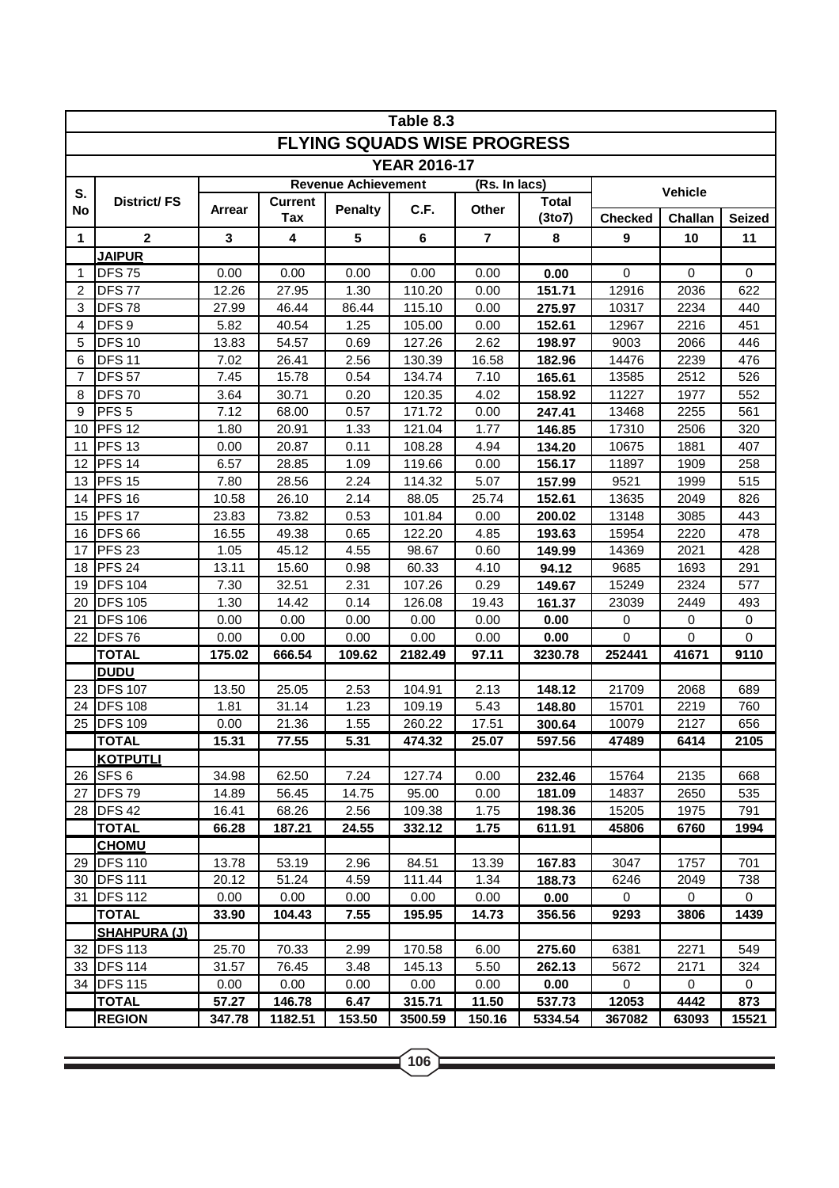# Table 8.3

## FLYING SQUADS WISE PROGRESS

### YEAR 2016-17

| S. No | District/ FS | Revenue Achievement (Rs. In lacs) | | | | | | Vehicle | | |
|---|---|---|---|---|---|---|---|---|---|---|
| | | Arrear | Current Tax | Penalty | C.F. | Other | Total (3to7) | Checked | Challan | Seized |
| 1 | 2 | 3 | 4 | 5 | 6 | 7 | 8 | 9 | 10 | 11 |
| | **JAIPUR** | | | | | | | | | |
| 1 | DFS 75 | 0.00 | 0.00 | 0.00 | 0.00 | 0.00 | **0.00** | 0 | 0 | 0 |
| 2 | DFS 77 | 12.26 | 27.95 | 1.30 | 110.20 | 0.00 | **151.71** | 12916 | 2036 | 622 |
| 3 | DFS 78 | 27.99 | 46.44 | 86.44 | 115.10 | 0.00 | **275.97** | 10317 | 2234 | 440 |
| 4 | DFS 9 | 5.82 | 40.54 | 1.25 | 105.00 | 0.00 | **152.61** | 12967 | 2216 | 451 |
| 5 | DFS 10 | 13.83 | 54.57 | 0.69 | 127.26 | 2.62 | **198.97** | 9003 | 2066 | 446 |
| 6 | DFS 11 | 7.02 | 26.41 | 2.56 | 130.39 | 16.58 | **182.96** | 14476 | 2239 | 476 |
| 7 | DFS 57 | 7.45 | 15.78 | 0.54 | 134.74 | 7.10 | **165.61** | 13585 | 2512 | 526 |
| 8 | DFS 70 | 3.64 | 30.71 | 0.20 | 120.35 | 4.02 | **158.92** | 11227 | 1977 | 552 |
| 9 | PFS 5 | 7.12 | 68.00 | 0.57 | 171.72 | 0.00 | **247.41** | 13468 | 2255 | 561 |
| 10 | PFS 12 | 1.80 | 20.91 | 1.33 | 121.04 | 1.77 | **146.85** | 17310 | 2506 | 320 |
| 11 | PFS 13 | 0.00 | 20.87 | 0.11 | 108.28 | 4.94 | **134.20** | 10675 | 1881 | 407 |
| 12 | PFS 14 | 6.57 | 28.85 | 1.09 | 119.66 | 0.00 | **156.17** | 11897 | 1909 | 258 |
| 13 | PFS 15 | 7.80 | 28.56 | 2.24 | 114.32 | 5.07 | **157.99** | 9521 | 1999 | 515 |
| 14 | PFS 16 | 10.58 | 26.10 | 2.14 | 88.05 | 25.74 | **152.61** | 13635 | 2049 | 826 |
| 15 | PFS 17 | 23.83 | 73.82 | 0.53 | 101.84 | 0.00 | **200.02** | 13148 | 3085 | 443 |
| 16 | DFS 66 | 16.55 | 49.38 | 0.65 | 122.20 | 4.85 | **193.63** | 15954 | 2220 | 478 |
| 17 | PFS 23 | 1.05 | 45.12 | 4.55 | 98.67 | 0.60 | **149.99** | 14369 | 2021 | 428 |
| 18 | PFS 24 | 13.11 | 15.60 | 0.98 | 60.33 | 4.10 | **94.12** | 9685 | 1693 | 291 |
| 19 | DFS 104 | 7.30 | 32.51 | 2.31 | 107.26 | 0.29 | **149.67** | 15249 | 2324 | 577 |
| 20 | DFS 105 | 1.30 | 14.42 | 0.14 | 126.08 | 19.43 | **161.37** | 23039 | 2449 | 493 |
| 21 | DFS 106 | 0.00 | 0.00 | 0.00 | 0.00 | 0.00 | **0.00** | 0 | 0 | 0 |
| 22 | DFS 76 | 0.00 | 0.00 | 0.00 | 0.00 | 0.00 | **0.00** | 0 | 0 | 0 |
| | **TOTAL** | **175.02** | **666.54** | **109.62** | **2182.49** | **97.11** | **3230.78** | **252441** | **41671** | **9110** |
| | **DUDU** | | | | | | | | | |
| 23 | DFS 107 | 13.50 | 25.05 | 2.53 | 104.91 | 2.13 | **148.12** | 21709 | 2068 | 689 |
| 24 | DFS 108 | 1.81 | 31.14 | 1.23 | 109.19 | 5.43 | **148.80** | 15701 | 2219 | 760 |
| 25 | DFS 109 | 0.00 | 21.36 | 1.55 | 260.22 | 17.51 | **300.64** | 10079 | 2127 | 656 |
| | **TOTAL** | **15.31** | **77.55** | **5.31** | **474.32** | **25.07** | **597.56** | **47489** | **6414** | **2105** |
| | **KOTPUTLI** | | | | | | | | | |
| 26 | SFS 6 | 34.98 | 62.50 | 7.24 | 127.74 | 0.00 | **232.46** | 15764 | 2135 | 668 |
| 27 | DFS 79 | 14.89 | 56.45 | 14.75 | 95.00 | 0.00 | **181.09** | 14837 | 2650 | 535 |
| 28 | DFS 42 | 16.41 | 68.26 | 2.56 | 109.38 | 1.75 | **198.36** | 15205 | 1975 | 791 |
| | **TOTAL** | **66.28** | **187.21** | **24.55** | **332.12** | **1.75** | **611.91** | **45806** | **6760** | **1994** |
| | **CHOMU** | | | | | | | | | |
| 29 | DFS 110 | 13.78 | 53.19 | 2.96 | 84.51 | 13.39 | **167.83** | 3047 | 1757 | 701 |
| 30 | DFS 111 | 20.12 | 51.24 | 4.59 | 111.44 | 1.34 | **188.73** | 6246 | 2049 | 738 |
| 31 | DFS 112 | 0.00 | 0.00 | 0.00 | 0.00 | 0.00 | **0.00** | 0 | 0 | 0 |
| | **TOTAL** | **33.90** | **104.43** | **7.55** | **195.95** | **14.73** | **356.56** | **9293** | **3806** | **1439** |
| | **SHAHPURA (J)** | | | | | | | | | |
| 32 | DFS 113 | 25.70 | 70.33 | 2.99 | 170.58 | 6.00 | **275.60** | 6381 | 2271 | 549 |
| 33 | DFS 114 | 31.57 | 76.45 | 3.48 | 145.13 | 5.50 | **262.13** | 5672 | 2171 | 324 |
| 34 | DFS 115 | 0.00 | 0.00 | 0.00 | 0.00 | 0.00 | **0.00** | 0 | 0 | 0 |
| | **TOTAL** | **57.27** | **146.78** | **6.47** | **315.71** | **11.50** | **537.73** | **12053** | **4442** | **873** |
| | **REGION** | **347.78** | **1182.51** | **153.50** | **3500.59** | **150.16** | **5334.54** | **367082** | **63093** | **15521** |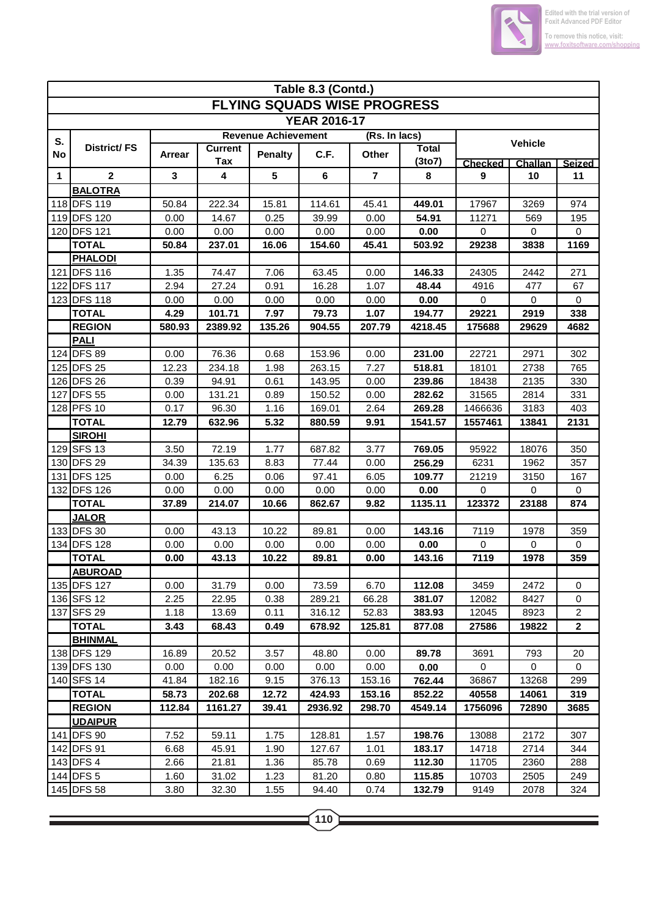**Table 8.3 (Contd.)**

## FLYING SQUADS WISE PROGRESS

### YEAR 2016-17

| S. No | District/ FS | Revenue Achievement (Rs. In lacs) | | | | | | Vehicle | | |
|---|---|---|---|---|---|---|---|---|---|---|
| | | Arrear | Current Tax | Penalty | C.F. | Other | Total (3to7) | Checked | Challan | Seized |
| 1 | 2 | 3 | 4 | 5 | 6 | 7 | 8 | 9 | 10 | 11 |
| | **BALOTRA** | | | | | | | | | |
| 118 | DFS 119 | 50.84 | 222.34 | 15.81 | 114.61 | 45.41 | **449.01** | 17967 | 3269 | 974 |
| 119 | DFS 120 | 0.00 | 14.67 | 0.25 | 39.99 | 0.00 | **54.91** | 11271 | 569 | 195 |
| 120 | DFS 121 | 0.00 | 0.00 | 0.00 | 0.00 | 0.00 | **0.00** | 0 | 0 | 0 |
| | **TOTAL** | **50.84** | **237.01** | **16.06** | **154.60** | **45.41** | **503.92** | **29238** | **3838** | **1169** |
| | **PHALODI** | | | | | | | | | |
| 121 | DFS 116 | 1.35 | 74.47 | 7.06 | 63.45 | 0.00 | **146.33** | 24305 | 2442 | 271 |
| 122 | DFS 117 | 2.94 | 27.24 | 0.91 | 16.28 | 1.07 | **48.44** | 4916 | 477 | 67 |
| 123 | DFS 118 | 0.00 | 0.00 | 0.00 | 0.00 | 0.00 | **0.00** | 0 | 0 | 0 |
| | **TOTAL** | **4.29** | **101.71** | **7.97** | **79.73** | **1.07** | **194.77** | **29221** | **2919** | **338** |
| | **REGION** | **580.93** | **2389.92** | **135.26** | **904.55** | **207.79** | **4218.45** | **175688** | **29629** | **4682** |
| | **PALI** | | | | | | | | | |
| 124 | DFS 89 | 0.00 | 76.36 | 0.68 | 153.96 | 0.00 | **231.00** | 22721 | 2971 | 302 |
| 125 | DFS 25 | 12.23 | 234.18 | 1.98 | 263.15 | 7.27 | **518.81** | 18101 | 2738 | 765 |
| 126 | DFS 26 | 0.39 | 94.91 | 0.61 | 143.95 | 0.00 | **239.86** | 18438 | 2135 | 330 |
| 127 | DFS 55 | 0.00 | 131.21 | 0.89 | 150.52 | 0.00 | **282.62** | 31565 | 2814 | 331 |
| 128 | PFS 10 | 0.17 | 96.30 | 1.16 | 169.01 | 2.64 | **269.28** | 1466636 | 3183 | 403 |
| | **TOTAL** | **12.79** | **632.96** | **5.32** | **880.59** | **9.91** | **1541.57** | **1557461** | **13841** | **2131** |
| | **SIROHI** | | | | | | | | | |
| 129 | SFS 13 | 3.50 | 72.19 | 1.77 | 687.82 | 3.77 | **769.05** | 95922 | 18076 | 350 |
| 130 | DFS 29 | 34.39 | 135.63 | 8.83 | 77.44 | 0.00 | **256.29** | 6231 | 1962 | 357 |
| 131 | DFS 125 | 0.00 | 6.25 | 0.06 | 97.41 | 6.05 | **109.77** | 21219 | 3150 | 167 |
| 132 | DFS 126 | 0.00 | 0.00 | 0.00 | 0.00 | 0.00 | **0.00** | 0 | 0 | 0 |
| | **TOTAL** | **37.89** | **214.07** | **10.66** | **862.67** | **9.82** | **1135.11** | **123372** | **23188** | **874** |
| | **JALOR** | | | | | | | | | |
| 133 | DFS 30 | 0.00 | 43.13 | 10.22 | 89.81 | 0.00 | **143.16** | 7119 | 1978 | 359 |
| 134 | DFS 128 | 0.00 | 0.00 | 0.00 | 0.00 | 0.00 | **0.00** | 0 | 0 | 0 |
| | **TOTAL** | **0.00** | **43.13** | **10.22** | **89.81** | **0.00** | **143.16** | **7119** | **1978** | **359** |
| | **ABUROAD** | | | | | | | | | |
| 135 | DFS 127 | 0.00 | 31.79 | 0.00 | 73.59 | 6.70 | **112.08** | 3459 | 2472 | 0 |
| 136 | SFS 12 | 2.25 | 22.95 | 0.38 | 289.21 | 66.28 | **381.07** | 12082 | 8427 | 0 |
| 137 | SFS 29 | 1.18 | 13.69 | 0.11 | 316.12 | 52.83 | **383.93** | 12045 | 8923 | 2 |
| | **TOTAL** | **3.43** | **68.43** | **0.49** | **678.92** | **125.81** | **877.08** | **27586** | **19822** | **2** |
| | **BHINMAL** | | | | | | | | | |
| 138 | DFS 129 | 16.89 | 20.52 | 3.57 | 48.80 | 0.00 | **89.78** | 3691 | 793 | 20 |
| 139 | DFS 130 | 0.00 | 0.00 | 0.00 | 0.00 | 0.00 | **0.00** | 0 | 0 | 0 |
| 140 | SFS 14 | 41.84 | 182.16 | 9.15 | 376.13 | 153.16 | **762.44** | 36867 | 13268 | 299 |
| | **TOTAL** | **58.73** | **202.68** | **12.72** | **424.93** | **153.16** | **852.22** | **40558** | **14061** | **319** |
| | **REGION** | **112.84** | **1161.27** | **39.41** | **2936.92** | **298.70** | **4549.14** | **1756096** | **72890** | **3685** |
| | **UDAIPUR** | | | | | | | | | |
| 141 | DFS 90 | 7.52 | 59.11 | 1.75 | 128.81 | 1.57 | **198.76** | 13088 | 2172 | 307 |
| 142 | DFS 91 | 6.68 | 45.91 | 1.90 | 127.67 | 1.01 | **183.17** | 14718 | 2714 | 344 |
| 143 | DFS 4 | 2.66 | 21.81 | 1.36 | 85.78 | 0.69 | **112.30** | 11705 | 2360 | 288 |
| 144 | DFS 5 | 1.60 | 31.02 | 1.23 | 81.20 | 0.80 | **115.85** | 10703 | 2505 | 249 |
| 145 | DFS 58 | 3.80 | 32.30 | 1.55 | 94.40 | 0.74 | **132.79** | 9149 | 2078 | 324 |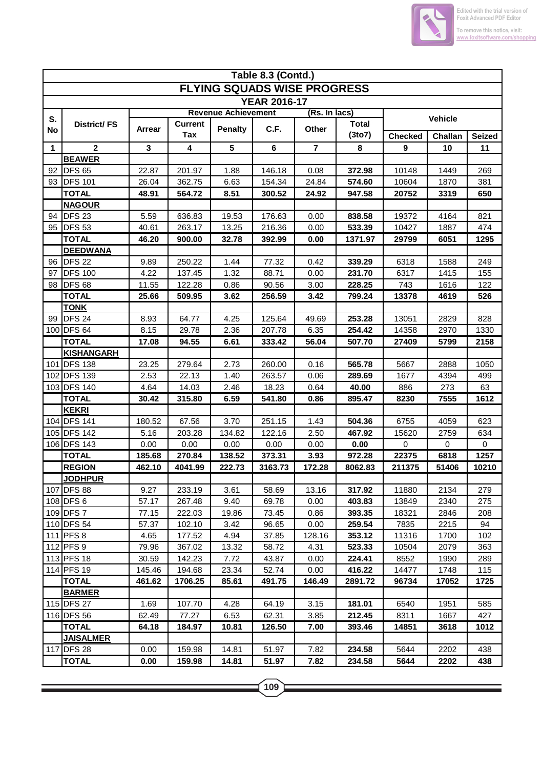## Table 8.3 (Contd.)

## FLYING SQUADS WISE PROGRESS

### YEAR 2016-17

| S. No | District/ FS | Revenue Achievement (Rs. In lacs) | | | | | | Vehicle | | |
|---|---|---|---|---|---|---|---|---|---|---|
| | | Arrear | Current Tax | Penalty | C.F. | Other | Total (3to7) | Checked | Challan | Seized |
| 1 | 2 | 3 | 4 | 5 | 6 | 7 | 8 | 9 | 10 | 11 |
| | **BEAWER** | | | | | | | | | |
| 92 | DFS 65 | 22.87 | 201.97 | 1.88 | 146.18 | 0.08 | **372.98** | 10148 | 1449 | 269 |
| 93 | DFS 101 | 26.04 | 362.75 | 6.63 | 154.34 | 24.84 | **574.60** | 10604 | 1870 | 381 |
| | **TOTAL** | **48.91** | **564.72** | **8.51** | **300.52** | **24.92** | **947.58** | **20752** | **3319** | **650** |
| | **NAGOUR** | | | | | | | | | |
| 94 | DFS 23 | 5.59 | 636.83 | 19.53 | 176.63 | 0.00 | **838.58** | 19372 | 4164 | 821 |
| 95 | DFS 53 | 40.61 | 263.17 | 13.25 | 216.36 | 0.00 | **533.39** | 10427 | 1887 | 474 |
| | **TOTAL** | **46.20** | **900.00** | **32.78** | **392.99** | **0.00** | **1371.97** | **29799** | **6051** | **1295** |
| | **DEEDWANA** | | | | | | | | | |
| 96 | DFS 22 | 9.89 | 250.22 | 1.44 | 77.32 | 0.42 | **339.29** | 6318 | 1588 | 249 |
| 97 | DFS 100 | 4.22 | 137.45 | 1.32 | 88.71 | 0.00 | **231.70** | 6317 | 1415 | 155 |
| 98 | DFS 68 | 11.55 | 122.28 | 0.86 | 90.56 | 3.00 | **228.25** | 743 | 1616 | 122 |
| | **TOTAL** | **25.66** | **509.95** | **3.62** | **256.59** | **3.42** | **799.24** | **13378** | **4619** | **526** |
| | **TONK** | | | | | | | | | |
| 99 | DFS 24 | 8.93 | 64.77 | 4.25 | 125.64 | 49.69 | **253.28** | 13051 | 2829 | 828 |
| 100 | DFS 64 | 8.15 | 29.78 | 2.36 | 207.78 | 6.35 | **254.42** | 14358 | 2970 | 1330 |
| | **TOTAL** | **17.08** | **94.55** | **6.61** | **333.42** | **56.04** | **507.70** | **27409** | **5799** | **2158** |
| | **KISHANGARH** | | | | | | | | | |
| 101 | DFS 138 | 23.25 | 279.64 | 2.73 | 260.00 | 0.16 | **565.78** | 5667 | 2888 | 1050 |
| 102 | DFS 139 | 2.53 | 22.13 | 1.40 | 263.57 | 0.06 | **289.69** | 1677 | 4394 | 499 |
| 103 | DFS 140 | 4.64 | 14.03 | 2.46 | 18.23 | 0.64 | **40.00** | 886 | 273 | 63 |
| | **TOTAL** | **30.42** | **315.80** | **6.59** | **541.80** | **0.86** | **895.47** | **8230** | **7555** | **1612** |
| | **KEKRI** | | | | | | | | | |
| 104 | DFS 141 | 180.52 | 67.56 | 3.70 | 251.15 | 1.43 | **504.36** | 6755 | 4059 | 623 |
| 105 | DFS 142 | 5.16 | 203.28 | 134.82 | 122.16 | 2.50 | **467.92** | 15620 | 2759 | 634 |
| 106 | DFS 143 | 0.00 | 0.00 | 0.00 | 0.00 | 0.00 | **0.00** | 0 | 0 | 0 |
| | **TOTAL** | **185.68** | **270.84** | **138.52** | **373.31** | **3.93** | **972.28** | **22375** | **6818** | **1257** |
| | **REGION** | **462.10** | **4041.99** | **222.73** | **3163.73** | **172.28** | **8062.83** | **211375** | **51406** | **10210** |
| | **JODHPUR** | | | | | | | | | |
| 107 | DFS 88 | 9.27 | 233.19 | 3.61 | 58.69 | 13.16 | **317.92** | 11880 | 2134 | 279 |
| 108 | DFS 6 | 57.17 | 267.48 | 9.40 | 69.78 | 0.00 | **403.83** | 13849 | 2340 | 275 |
| 109 | DFS 7 | 77.15 | 222.03 | 19.86 | 73.45 | 0.86 | **393.35** | 18321 | 2846 | 208 |
| 110 | DFS 54 | 57.37 | 102.10 | 3.42 | 96.65 | 0.00 | **259.54** | 7835 | 2215 | 94 |
| 111 | PFS 8 | 4.65 | 177.52 | 4.94 | 37.85 | 128.16 | **353.12** | 11316 | 1700 | 102 |
| 112 | PFS 9 | 79.96 | 367.02 | 13.32 | 58.72 | 4.31 | **523.33** | 10504 | 2079 | 363 |
| 113 | PFS 18 | 30.59 | 142.23 | 7.72 | 43.87 | 0.00 | **224.41** | 8552 | 1990 | 289 |
| 114 | PFS 19 | 145.46 | 194.68 | 23.34 | 52.74 | 0.00 | **416.22** | 14477 | 1748 | 115 |
| | **TOTAL** | **461.62** | **1706.25** | **85.61** | **491.75** | **146.49** | **2891.72** | **96734** | **17052** | **1725** |
| | **BARMER** | | | | | | | | | |
| 115 | DFS 27 | 1.69 | 107.70 | 4.28 | 64.19 | 3.15 | **181.01** | 6540 | 1951 | 585 |
| 116 | DFS 56 | 62.49 | 77.27 | 6.53 | 62.31 | 3.85 | **212.45** | 8311 | 1667 | 427 |
| | **TOTAL** | **64.18** | **184.97** | **10.81** | **126.50** | **7.00** | **393.46** | **14851** | **3618** | **1012** |
| | **JAISALMER** | | | | | | | | | |
| 117 | DFS 28 | 0.00 | 159.98 | 14.81 | 51.97 | 7.82 | **234.58** | 5644 | 2202 | 438 |
| | **TOTAL** | **0.00** | **159.98** | **14.81** | **51.97** | **7.82** | **234.58** | **5644** | **2202** | **438** |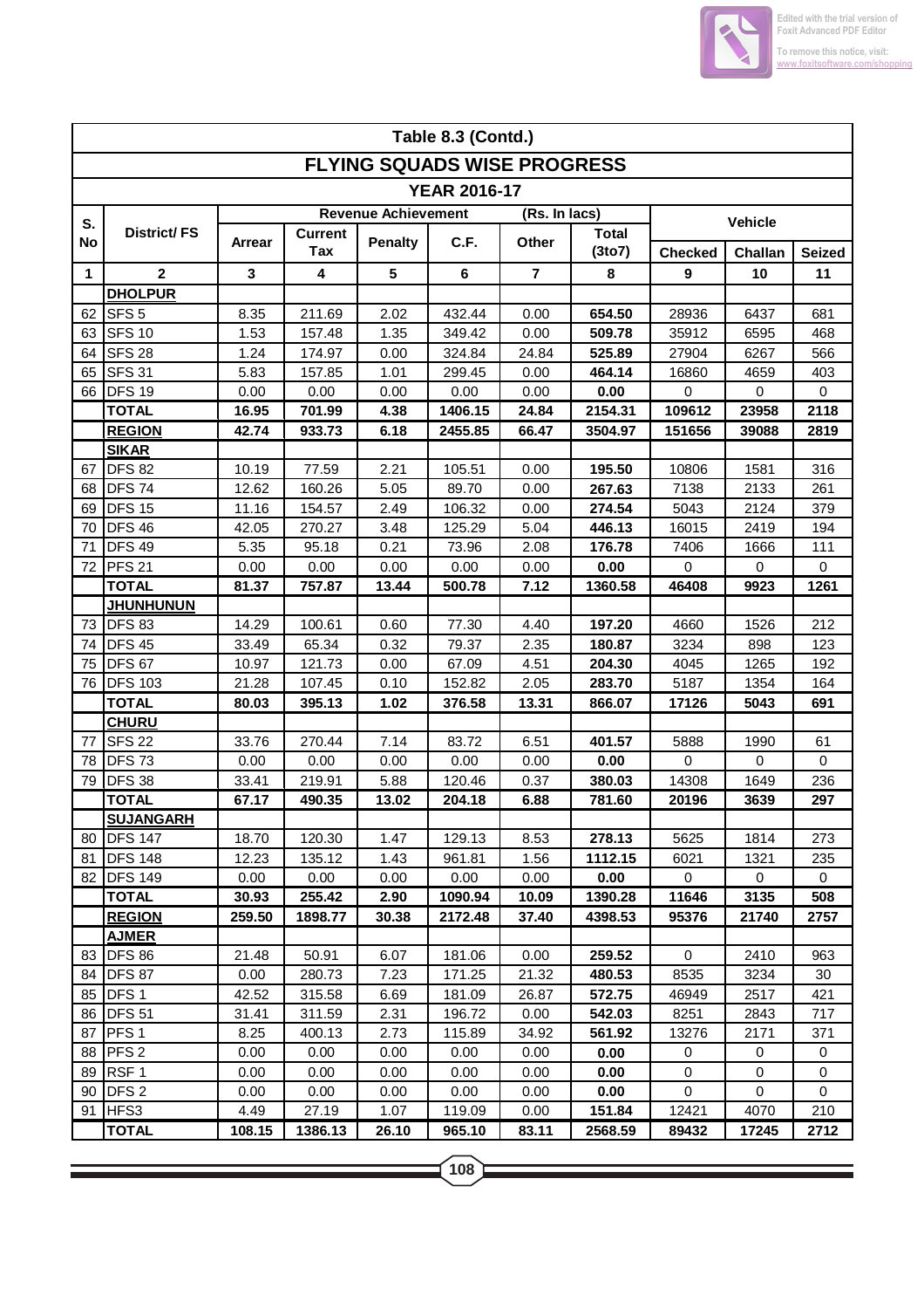## Table 8.3 (Contd.)

## FLYING SQUADS WISE PROGRESS

### YEAR 2016-17

| S. No | District/ FS | Revenue Achievement | | | (Rs. In lacs) | | | Vehicle | | |
|---|---|---|---|---|---|---|---|---|---|---|
| | | Arrear | Current Tax | Penalty | C.F. | Other | Total (3to7) | Checked | Challan | Seized |
| 1 | 2 | 3 | 4 | 5 | 6 | 7 | 8 | 9 | 10 | 11 |
| | **DHOLPUR** | | | | | | | | | |
| 62 | SFS 5 | 8.35 | 211.69 | 2.02 | 432.44 | 0.00 | **654.50** | 28936 | 6437 | 681 |
| 63 | SFS 10 | 1.53 | 157.48 | 1.35 | 349.42 | 0.00 | **509.78** | 35912 | 6595 | 468 |
| 64 | SFS 28 | 1.24 | 174.97 | 0.00 | 324.84 | 24.84 | **525.89** | 27904 | 6267 | 566 |
| 65 | SFS 31 | 5.83 | 157.85 | 1.01 | 299.45 | 0.00 | **464.14** | 16860 | 4659 | 403 |
| 66 | DFS 19 | 0.00 | 0.00 | 0.00 | 0.00 | 0.00 | **0.00** | 0 | 0 | 0 |
| | **TOTAL** | **16.95** | **701.99** | **4.38** | **1406.15** | **24.84** | **2154.31** | **109612** | **23958** | **2118** |
| | **REGION** | **42.74** | **933.73** | **6.18** | **2455.85** | **66.47** | **3504.97** | **151656** | **39088** | **2819** |
| | **SIKAR** | | | | | | | | | |
| 67 | DFS 82 | 10.19 | 77.59 | 2.21 | 105.51 | 0.00 | **195.50** | 10806 | 1581 | 316 |
| 68 | DFS 74 | 12.62 | 160.26 | 5.05 | 89.70 | 0.00 | **267.63** | 7138 | 2133 | 261 |
| 69 | DFS 15 | 11.16 | 154.57 | 2.49 | 106.32 | 0.00 | **274.54** | 5043 | 2124 | 379 |
| 70 | DFS 46 | 42.05 | 270.27 | 3.48 | 125.29 | 5.04 | **446.13** | 16015 | 2419 | 194 |
| 71 | DFS 49 | 5.35 | 95.18 | 0.21 | 73.96 | 2.08 | **176.78** | 7406 | 1666 | 111 |
| 72 | PFS 21 | 0.00 | 0.00 | 0.00 | 0.00 | 0.00 | **0.00** | 0 | 0 | 0 |
| | **TOTAL** | **81.37** | **757.87** | **13.44** | **500.78** | **7.12** | **1360.58** | **46408** | **9923** | **1261** |
| | **JHUNHUNUN** | | | | | | | | | |
| 73 | DFS 83 | 14.29 | 100.61 | 0.60 | 77.30 | 4.40 | **197.20** | 4660 | 1526 | 212 |
| 74 | DFS 45 | 33.49 | 65.34 | 0.32 | 79.37 | 2.35 | **180.87** | 3234 | 898 | 123 |
| 75 | DFS 67 | 10.97 | 121.73 | 0.00 | 67.09 | 4.51 | **204.30** | 4045 | 1265 | 192 |
| 76 | DFS 103 | 21.28 | 107.45 | 0.10 | 152.82 | 2.05 | **283.70** | 5187 | 1354 | 164 |
| | **TOTAL** | **80.03** | **395.13** | **1.02** | **376.58** | **13.31** | **866.07** | **17126** | **5043** | **691** |
| | **CHURU** | | | | | | | | | |
| 77 | SFS 22 | 33.76 | 270.44 | 7.14 | 83.72 | 6.51 | **401.57** | 5888 | 1990 | 61 |
| 78 | DFS 73 | 0.00 | 0.00 | 0.00 | 0.00 | 0.00 | **0.00** | 0 | 0 | 0 |
| 79 | DFS 38 | 33.41 | 219.91 | 5.88 | 120.46 | 0.37 | **380.03** | 14308 | 1649 | 236 |
| | **TOTAL** | **67.17** | **490.35** | **13.02** | **204.18** | **6.88** | **781.60** | **20196** | **3639** | **297** |
| | **SUJANGARH** | | | | | | | | | |
| 80 | DFS 147 | 18.70 | 120.30 | 1.47 | 129.13 | 8.53 | **278.13** | 5625 | 1814 | 273 |
| 81 | DFS 148 | 12.23 | 135.12 | 1.43 | 961.81 | 1.56 | **1112.15** | 6021 | 1321 | 235 |
| 82 | DFS 149 | 0.00 | 0.00 | 0.00 | 0.00 | 0.00 | **0.00** | 0 | 0 | 0 |
| | **TOTAL** | **30.93** | **255.42** | **2.90** | **1090.94** | **10.09** | **1390.28** | **11646** | **3135** | **508** |
| | **REGION** | **259.50** | **1898.77** | **30.38** | **2172.48** | **37.40** | **4398.53** | **95376** | **21740** | **2757** |
| | **AJMER** | | | | | | | | | |
| 83 | DFS 86 | 21.48 | 50.91 | 6.07 | 181.06 | 0.00 | **259.52** | 0 | 2410 | 963 |
| 84 | DFS 87 | 0.00 | 280.73 | 7.23 | 171.25 | 21.32 | **480.53** | 8535 | 3234 | 30 |
| 85 | DFS 1 | 42.52 | 315.58 | 6.69 | 181.09 | 26.87 | **572.75** | 46949 | 2517 | 421 |
| 86 | DFS 51 | 31.41 | 311.59 | 2.31 | 196.72 | 0.00 | **542.03** | 8251 | 2843 | 717 |
| 87 | PFS 1 | 8.25 | 400.13 | 2.73 | 115.89 | 34.92 | **561.92** | 13276 | 2171 | 371 |
| 88 | PFS 2 | 0.00 | 0.00 | 0.00 | 0.00 | 0.00 | **0.00** | 0 | 0 | 0 |
| 89 | RSF 1 | 0.00 | 0.00 | 0.00 | 0.00 | 0.00 | **0.00** | 0 | 0 | 0 |
| 90 | DFS 2 | 0.00 | 0.00 | 0.00 | 0.00 | 0.00 | **0.00** | 0 | 0 | 0 |
| 91 | HFS3 | 4.49 | 27.19 | 1.07 | 119.09 | 0.00 | **151.84** | 12421 | 4070 | 210 |
| | **TOTAL** | **108.15** | **1386.13** | **26.10** | **965.10** | **83.11** | **2568.59** | **89432** | **17245** | **2712** |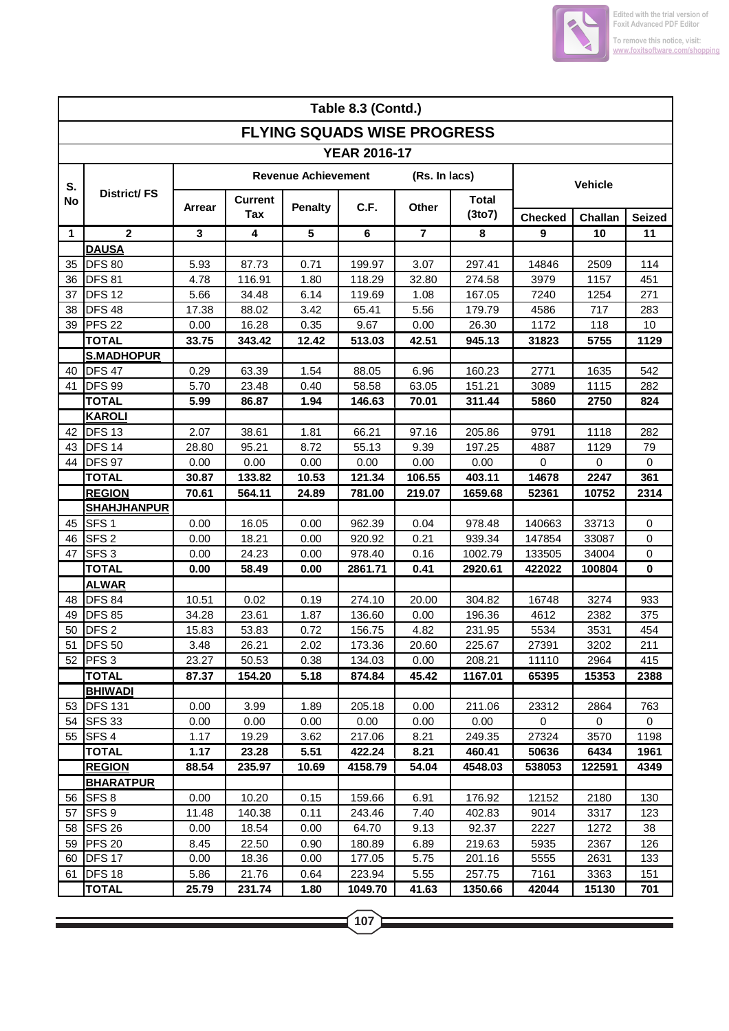## Table 8.3 (Contd.)

## FLYING SQUADS WISE PROGRESS

### YEAR 2016-17

| S. No | District/ FS | Revenue Achievement | | | (Rs. In lacs) | | | Vehicle | | |
|---|---|---|---|---|---|---|---|---|---|---|
| | | Arrear | Current Tax | Penalty | C.F. | Other | Total (3to7) | Checked | Challan | Seized |
| 1 | 2 | 3 | 4 | 5 | 6 | 7 | 8 | 9 | 10 | 11 |
| | **DAUSA** | | | | | | | | | |
| 35 | DFS 80 | 5.93 | 87.73 | 0.71 | 199.97 | 3.07 | 297.41 | 14846 | 2509 | 114 |
| 36 | DFS 81 | 4.78 | 116.91 | 1.80 | 118.29 | 32.80 | 274.58 | 3979 | 1157 | 451 |
| 37 | DFS 12 | 5.66 | 34.48 | 6.14 | 119.69 | 1.08 | 167.05 | 7240 | 1254 | 271 |
| 38 | DFS 48 | 17.38 | 88.02 | 3.42 | 65.41 | 5.56 | 179.79 | 4586 | 717 | 283 |
| 39 | PFS 22 | 0.00 | 16.28 | 0.35 | 9.67 | 0.00 | 26.30 | 1172 | 118 | 10 |
| | **TOTAL** | **33.75** | **343.42** | **12.42** | **513.03** | **42.51** | **945.13** | **31823** | **5755** | **1129** |
| | **S.MADHOPUR** | | | | | | | | | |
| 40 | DFS 47 | 0.29 | 63.39 | 1.54 | 88.05 | 6.96 | 160.23 | 2771 | 1635 | 542 |
| 41 | DFS 99 | 5.70 | 23.48 | 0.40 | 58.58 | 63.05 | 151.21 | 3089 | 1115 | 282 |
| | **TOTAL** | **5.99** | **86.87** | **1.94** | **146.63** | **70.01** | **311.44** | **5860** | **2750** | **824** |
| | **KAROLI** | | | | | | | | | |
| 42 | DFS 13 | 2.07 | 38.61 | 1.81 | 66.21 | 97.16 | 205.86 | 9791 | 1118 | 282 |
| 43 | DFS 14 | 28.80 | 95.21 | 8.72 | 55.13 | 9.39 | 197.25 | 4887 | 1129 | 79 |
| 44 | DFS 97 | 0.00 | 0.00 | 0.00 | 0.00 | 0.00 | 0.00 | 0 | 0 | 0 |
| | **TOTAL** | **30.87** | **133.82** | **10.53** | **121.34** | **106.55** | **403.11** | **14678** | **2247** | **361** |
| | **REGION** | **70.61** | **564.11** | **24.89** | **781.00** | **219.07** | **1659.68** | **52361** | **10752** | **2314** |
| | **SHAHJHANPUR** | | | | | | | | | |
| 45 | SFS 1 | 0.00 | 16.05 | 0.00 | 962.39 | 0.04 | 978.48 | 140663 | 33713 | 0 |
| 46 | SFS 2 | 0.00 | 18.21 | 0.00 | 920.92 | 0.21 | 939.34 | 147854 | 33087 | 0 |
| 47 | SFS 3 | 0.00 | 24.23 | 0.00 | 978.40 | 0.16 | 1002.79 | 133505 | 34004 | 0 |
| | **TOTAL** | **0.00** | **58.49** | **0.00** | **2861.71** | **0.41** | **2920.61** | **422022** | **100804** | **0** |
| | **ALWAR** | | | | | | | | | |
| 48 | DFS 84 | 10.51 | 0.02 | 0.19 | 274.10 | 20.00 | 304.82 | 16748 | 3274 | 933 |
| 49 | DFS 85 | 34.28 | 23.61 | 1.87 | 136.60 | 0.00 | 196.36 | 4612 | 2382 | 375 |
| 50 | DFS 2 | 15.83 | 53.83 | 0.72 | 156.75 | 4.82 | 231.95 | 5534 | 3531 | 454 |
| 51 | DFS 50 | 3.48 | 26.21 | 2.02 | 173.36 | 20.60 | 225.67 | 27391 | 3202 | 211 |
| 52 | PFS 3 | 23.27 | 50.53 | 0.38 | 134.03 | 0.00 | 208.21 | 11110 | 2964 | 415 |
| | **TOTAL** | **87.37** | **154.20** | **5.18** | **874.84** | **45.42** | **1167.01** | **65395** | **15353** | **2388** |
| | **BHIWADI** | | | | | | | | | |
| 53 | DFS 131 | 0.00 | 3.99 | 1.89 | 205.18 | 0.00 | 211.06 | 23312 | 2864 | 763 |
| 54 | SFS 33 | 0.00 | 0.00 | 0.00 | 0.00 | 0.00 | 0.00 | 0 | 0 | 0 |
| 55 | SFS 4 | 1.17 | 19.29 | 3.62 | 217.06 | 8.21 | 249.35 | 27324 | 3570 | 1198 |
| | **TOTAL** | **1.17** | **23.28** | **5.51** | **422.24** | **8.21** | **460.41** | **50636** | **6434** | **1961** |
| | **REGION** | **88.54** | **235.97** | **10.69** | **4158.79** | **54.04** | **4548.03** | **538053** | **122591** | **4349** |
| | **BHARATPUR** | | | | | | | | | |
| 56 | SFS 8 | 0.00 | 10.20 | 0.15 | 159.66 | 6.91 | 176.92 | 12152 | 2180 | 130 |
| 57 | SFS 9 | 11.48 | 140.38 | 0.11 | 243.46 | 7.40 | 402.83 | 9014 | 3317 | 123 |
| 58 | SFS 26 | 0.00 | 18.54 | 0.00 | 64.70 | 9.13 | 92.37 | 2227 | 1272 | 38 |
| 59 | PFS 20 | 8.45 | 22.50 | 0.90 | 180.89 | 6.89 | 219.63 | 5935 | 2367 | 126 |
| 60 | DFS 17 | 0.00 | 18.36 | 0.00 | 177.05 | 5.75 | 201.16 | 5555 | 2631 | 133 |
| 61 | DFS 18 | 5.86 | 21.76 | 0.64 | 223.94 | 5.55 | 257.75 | 7161 | 3363 | 151 |
| | **TOTAL** | **25.79** | **231.74** | **1.80** | **1049.70** | **41.63** | **1350.66** | **42044** | **15130** | **701** |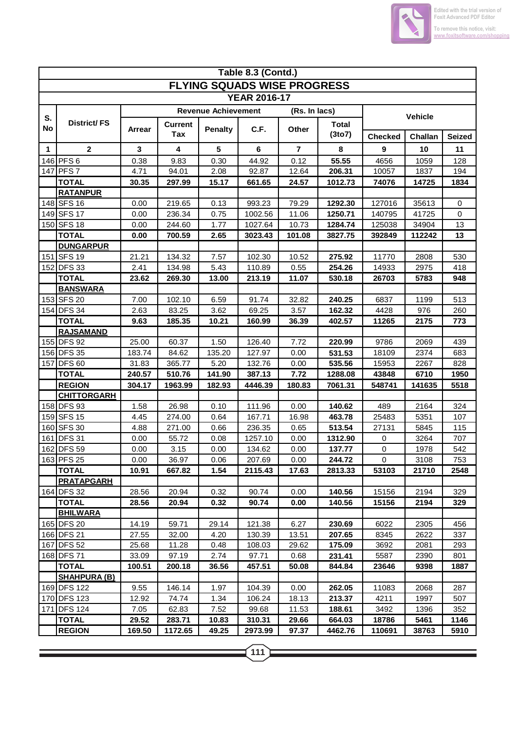| Table 8.3 (Contd.) | | | | | | | | | | |
|---|---|---|---|---|---|---|---|---|---|---|
| **FLYING SQUADS WISE PROGRESS** | | | | | | | | | | |
| **YEAR 2016-17** | | | | | | | | | | |
| **S. No** | **District/ FS** | **Revenue Achievement (Rs. In lacs)** | | | | | | **Vehicle** | | |
| | | **Arrear** | **Current Tax** | **Penalty** | **C.F.** | **Other** | **Total (3to7)** | **Checked** | **Challan** | **Seized** |
| **1** | **2** | **3** | **4** | **5** | **6** | **7** | **8** | **9** | **10** | **11** |
| 146 | PFS 6 | 0.38 | 9.83 | 0.30 | 44.92 | 0.12 | **55.55** | 4656 | 1059 | 128 |
| 147 | PFS 7 | 4.71 | 94.01 | 2.08 | 92.87 | 12.64 | **206.31** | 10057 | 1837 | 194 |
| | **TOTAL** | **30.35** | **297.99** | **15.17** | **661.65** | **24.57** | **1012.73** | **74076** | **14725** | **1834** |
| | **RATANPUR** | | | | | | | | | |
| 148 | SFS 16 | 0.00 | 219.65 | 0.13 | 993.23 | 79.29 | **1292.30** | 127016 | 35613 | 0 |
| 149 | SFS 17 | 0.00 | 236.34 | 0.75 | 1002.56 | 11.06 | **1250.71** | 140795 | 41725 | 0 |
| 150 | SFS 18 | 0.00 | 244.60 | 1.77 | 1027.64 | 10.73 | **1284.74** | 125038 | 34904 | 13 |
| | **TOTAL** | **0.00** | **700.59** | **2.65** | **3023.43** | **101.08** | **3827.75** | **392849** | **112242** | **13** |
| | **DUNGARPUR** | | | | | | | | | |
| 151 | SFS 19 | 21.21 | 134.32 | 7.57 | 102.30 | 10.52 | **275.92** | 11770 | 2808 | 530 |
| 152 | DFS 33 | 2.41 | 134.98 | 5.43 | 110.89 | 0.55 | **254.26** | 14933 | 2975 | 418 |
| | **TOTAL** | **23.62** | **269.30** | **13.00** | **213.19** | **11.07** | **530.18** | **26703** | **5783** | **948** |
| | **BANSWARA** | | | | | | | | | |
| 153 | SFS 20 | 7.00 | 102.10 | 6.59 | 91.74 | 32.82 | **240.25** | 6837 | 1199 | 513 |
| 154 | DFS 34 | 2.63 | 83.25 | 3.62 | 69.25 | 3.57 | **162.32** | 4428 | 976 | 260 |
| | **TOTAL** | **9.63** | **185.35** | **10.21** | **160.99** | **36.39** | **402.57** | **11265** | **2175** | **773** |
| | **RAJSAMAND** | | | | | | | | | |
| 155 | DFS 92 | 25.00 | 60.37 | 1.50 | 126.40 | 7.72 | **220.99** | 9786 | 2069 | 439 |
| 156 | DFS 35 | 183.74 | 84.62 | 135.20 | 127.97 | 0.00 | **531.53** | 18109 | 2374 | 683 |
| 157 | DFS 60 | 31.83 | 365.77 | 5.20 | 132.76 | 0.00 | **535.56** | 15953 | 2267 | 828 |
| | **TOTAL** | **240.57** | **510.76** | **141.90** | **387.13** | **7.72** | **1288.08** | **43848** | **6710** | **1950** |
| | **REGION** | **304.17** | **1963.99** | **182.93** | **4446.39** | **180.83** | **7061.31** | **548741** | **141635** | **5518** |
| | **CHITTORGARH** | | | | | | | | | |
| 158 | DFS 93 | 1.58 | 26.98 | 0.10 | 111.96 | 0.00 | **140.62** | 489 | 2164 | 324 |
| 159 | SFS 15 | 4.45 | 274.00 | 0.64 | 167.71 | 16.98 | **463.78** | 25483 | 5351 | 107 |
| 160 | SFS 30 | 4.88 | 271.00 | 0.66 | 236.35 | 0.65 | **513.54** | 27131 | 5845 | 115 |
| 161 | DFS 31 | 0.00 | 55.72 | 0.08 | 1257.10 | 0.00 | **1312.90** | 0 | 3264 | 707 |
| 162 | DFS 59 | 0.00 | 3.15 | 0.00 | 134.62 | 0.00 | **137.77** | 0 | 1978 | 542 |
| 163 | PFS 25 | 0.00 | 36.97 | 0.06 | 207.69 | 0.00 | **244.72** | 0 | 3108 | 753 |
| | **TOTAL** | **10.91** | **667.82** | **1.54** | **2115.43** | **17.63** | **2813.33** | **53103** | **21710** | **2548** |
| | **PRATAPGARH** | | | | | | | | | |
| 164 | DFS 32 | 28.56 | 20.94 | 0.32 | 90.74 | 0.00 | **140.56** | 15156 | 2194 | 329 |
| | **TOTAL** | **28.56** | **20.94** | **0.32** | **90.74** | **0.00** | **140.56** | **15156** | **2194** | **329** |
| | **BHILWARA** | | | | | | | | | |
| 165 | DFS 20 | 14.19 | 59.71 | 29.14 | 121.38 | 6.27 | **230.69** | 6022 | 2305 | 456 |
| 166 | DFS 21 | 27.55 | 32.00 | 4.20 | 130.39 | 13.51 | **207.65** | 8345 | 2622 | 337 |
| 167 | DFS 52 | 25.68 | 11.28 | 0.48 | 108.03 | 29.62 | **175.09** | 3692 | 2081 | 293 |
| 168 | DFS 71 | 33.09 | 97.19 | 2.74 | 97.71 | 0.68 | **231.41** | 5587 | 2390 | 801 |
| | **TOTAL** | **100.51** | **200.18** | **36.56** | **457.51** | **50.08** | **844.84** | **23646** | **9398** | **1887** |
| | **SHAHPURA (B)** | | | | | | | | | |
| 169 | DFS 122 | 9.55 | 146.14 | 1.97 | 104.39 | 0.00 | **262.05** | 11083 | 2068 | 287 |
| 170 | DFS 123 | 12.92 | 74.74 | 1.34 | 106.24 | 18.13 | **213.37** | 4211 | 1997 | 507 |
| 171 | DFS 124 | 7.05 | 62.83 | 7.52 | 99.68 | 11.53 | **188.61** | 3492 | 1396 | 352 |
| | **TOTAL** | **29.52** | **283.71** | **10.83** | **310.31** | **29.66** | **664.03** | **18786** | **5461** | **1146** |
| | **REGION** | **169.50** | **1172.65** | **49.25** | **2973.99** | **97.37** | **4462.76** | **110691** | **38763** | **5910** |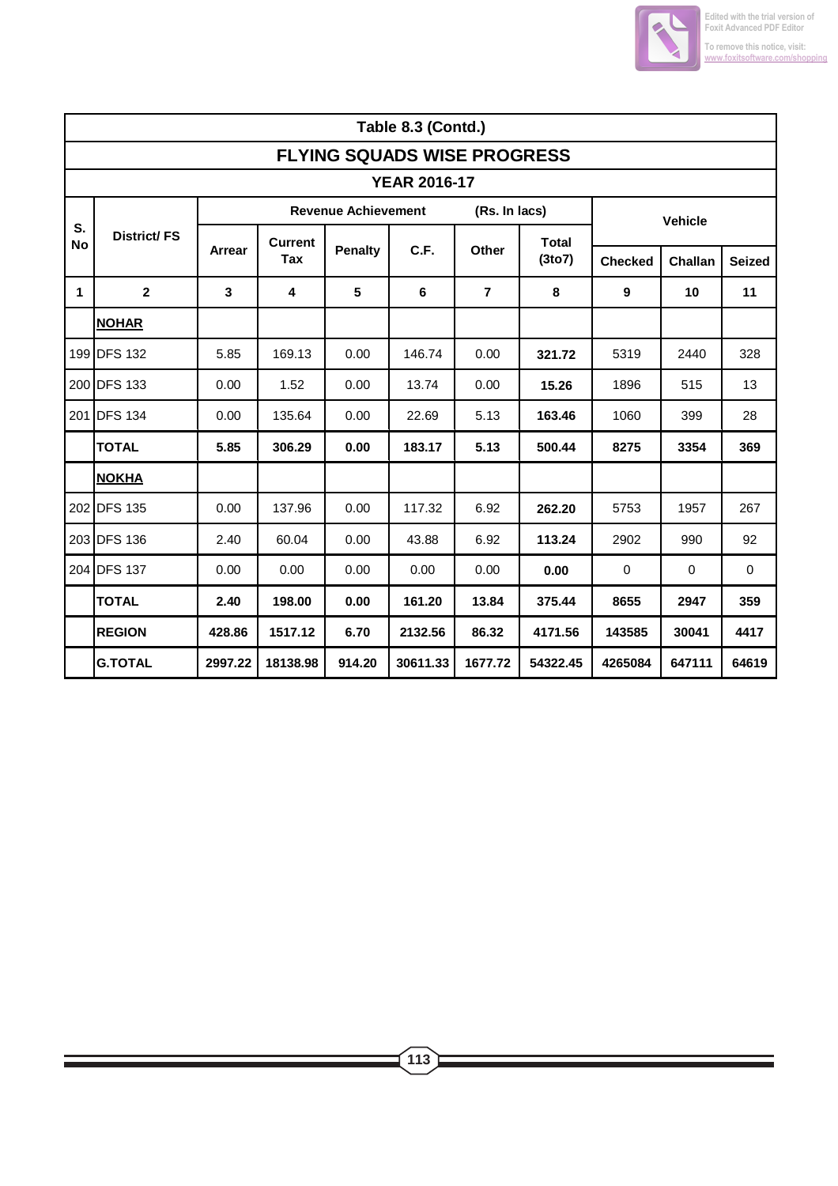## Table 8.3 (Contd.)

### FLYING SQUADS WISE PROGRESS

### YEAR 2016-17

| S. No | District/ FS | Revenue Achievement (Rs. In lacs) | | | | | | Vehicle | | |
|---|---|---|---|---|---|---|---|---|---|---|
| | | Arrear | Current Tax | Penalty | C.F. | Other | Total (3to7) | Checked | Challan | Seized |
| 1 | 2 | 3 | 4 | 5 | 6 | 7 | 8 | 9 | 10 | 11 |
| | **NOHAR** | | | | | | | | | |
| 199 | DFS 132 | 5.85 | 169.13 | 0.00 | 146.74 | 0.00 | **321.72** | 5319 | 2440 | 328 |
| 200 | DFS 133 | 0.00 | 1.52 | 0.00 | 13.74 | 0.00 | **15.26** | 1896 | 515 | 13 |
| 201 | DFS 134 | 0.00 | 135.64 | 0.00 | 22.69 | 5.13 | **163.46** | 1060 | 399 | 28 |
| | **TOTAL** | **5.85** | **306.29** | **0.00** | **183.17** | **5.13** | **500.44** | **8275** | **3354** | **369** |
| | **NOKHA** | | | | | | | | | |
| 202 | DFS 135 | 0.00 | 137.96 | 0.00 | 117.32 | 6.92 | **262.20** | 5753 | 1957 | 267 |
| 203 | DFS 136 | 2.40 | 60.04 | 0.00 | 43.88 | 6.92 | **113.24** | 2902 | 990 | 92 |
| 204 | DFS 137 | 0.00 | 0.00 | 0.00 | 0.00 | 0.00 | **0.00** | 0 | 0 | 0 |
| | **TOTAL** | **2.40** | **198.00** | **0.00** | **161.20** | **13.84** | **375.44** | **8655** | **2947** | **359** |
| | **REGION** | **428.86** | **1517.12** | **6.70** | **2132.56** | **86.32** | **4171.56** | **143585** | **30041** | **4417** |
| | **G.TOTAL** | **2997.22** | **18138.98** | **914.20** | **30611.33** | **1677.72** | **54322.45** | **4265084** | **647111** | **64619** |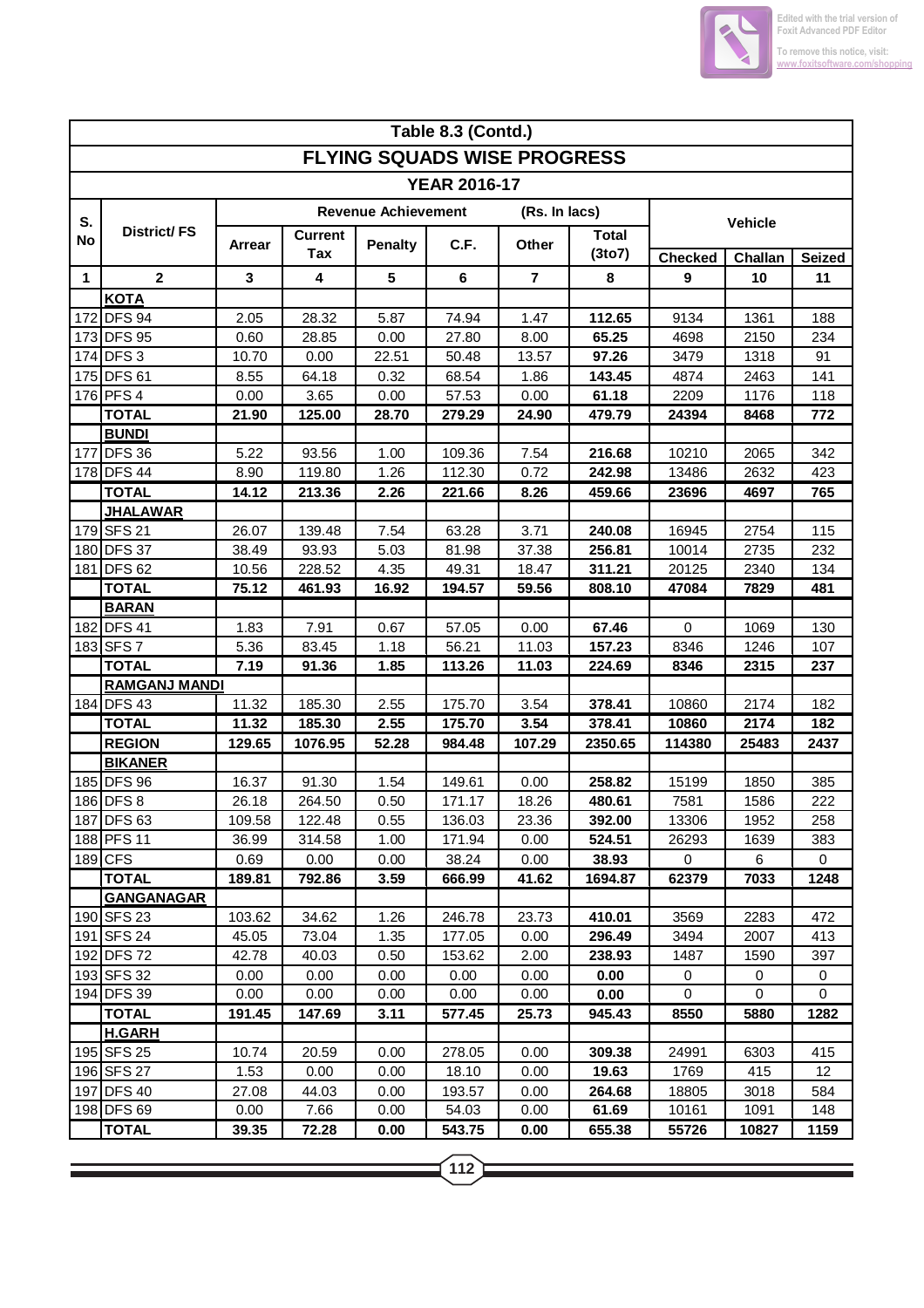## Table 8.3 (Contd.)

## FLYING SQUADS WISE PROGRESS

### YEAR 2016-17

| S. No | District/ FS | Revenue Achievement | (Rs. In lacs) | | | | | Vehicle | | |
|---|---|---|---|---|---|---|---|---|---|---|
| | | Arrear | Current Tax | Penalty | C.F. | Other | Total (3to7) | Checked | Challan | Seized |
| 1 | 2 | 3 | 4 | 5 | 6 | 7 | 8 | 9 | 10 | 11 |
| | **KOTA** | | | | | | | | | |
| 172 | DFS 94 | 2.05 | 28.32 | 5.87 | 74.94 | 1.47 | **112.65** | 9134 | 1361 | 188 |
| 173 | DFS 95 | 0.60 | 28.85 | 0.00 | 27.80 | 8.00 | **65.25** | 4698 | 2150 | 234 |
| 174 | DFS 3 | 10.70 | 0.00 | 22.51 | 50.48 | 13.57 | **97.26** | 3479 | 1318 | 91 |
| 175 | DFS 61 | 8.55 | 64.18 | 0.32 | 68.54 | 1.86 | **143.45** | 4874 | 2463 | 141 |
| 176 | PFS 4 | 0.00 | 3.65 | 0.00 | 57.53 | 0.00 | **61.18** | 2209 | 1176 | 118 |
| | **TOTAL** | **21.90** | **125.00** | **28.70** | **279.29** | **24.90** | **479.79** | **24394** | **8468** | **772** |
| | **BUNDI** | | | | | | | | | |
| 177 | DFS 36 | 5.22 | 93.56 | 1.00 | 109.36 | 7.54 | **216.68** | 10210 | 2065 | 342 |
| 178 | DFS 44 | 8.90 | 119.80 | 1.26 | 112.30 | 0.72 | **242.98** | 13486 | 2632 | 423 |
| | **TOTAL** | **14.12** | **213.36** | **2.26** | **221.66** | **8.26** | **459.66** | **23696** | **4697** | **765** |
| | **JHALAWAR** | | | | | | | | | |
| 179 | SFS 21 | 26.07 | 139.48 | 7.54 | 63.28 | 3.71 | **240.08** | 16945 | 2754 | 115 |
| 180 | DFS 37 | 38.49 | 93.93 | 5.03 | 81.98 | 37.38 | **256.81** | 10014 | 2735 | 232 |
| 181 | DFS 62 | 10.56 | 228.52 | 4.35 | 49.31 | 18.47 | **311.21** | 20125 | 2340 | 134 |
| | **TOTAL** | **75.12** | **461.93** | **16.92** | **194.57** | **59.56** | **808.10** | **47084** | **7829** | **481** |
| | **BARAN** | | | | | | | | | |
| 182 | DFS 41 | 1.83 | 7.91 | 0.67 | 57.05 | 0.00 | **67.46** | 0 | 1069 | 130 |
| 183 | SFS 7 | 5.36 | 83.45 | 1.18 | 56.21 | 11.03 | **157.23** | 8346 | 1246 | 107 |
| | **TOTAL** | **7.19** | **91.36** | **1.85** | **113.26** | **11.03** | **224.69** | **8346** | **2315** | **237** |
| | **RAMGANJ MANDI** | | | | | | | | | |
| 184 | DFS 43 | 11.32 | 185.30 | 2.55 | 175.70 | 3.54 | **378.41** | 10860 | 2174 | 182 |
| | **TOTAL** | **11.32** | **185.30** | **2.55** | **175.70** | **3.54** | **378.41** | **10860** | **2174** | **182** |
| | **REGION** | **129.65** | **1076.95** | **52.28** | **984.48** | **107.29** | **2350.65** | **114380** | **25483** | **2437** |
| | **BIKANER** | | | | | | | | | |
| 185 | DFS 96 | 16.37 | 91.30 | 1.54 | 149.61 | 0.00 | **258.82** | 15199 | 1850 | 385 |
| 186 | DFS 8 | 26.18 | 264.50 | 0.50 | 171.17 | 18.26 | **480.61** | 7581 | 1586 | 222 |
| 187 | DFS 63 | 109.58 | 122.48 | 0.55 | 136.03 | 23.36 | **392.00** | 13306 | 1952 | 258 |
| 188 | PFS 11 | 36.99 | 314.58 | 1.00 | 171.94 | 0.00 | **524.51** | 26293 | 1639 | 383 |
| 189 | CFS | 0.69 | 0.00 | 0.00 | 38.24 | 0.00 | **38.93** | 0 | 6 | 0 |
| | **TOTAL** | **189.81** | **792.86** | **3.59** | **666.99** | **41.62** | **1694.87** | **62379** | **7033** | **1248** |
| | **GANGANAGAR** | | | | | | | | | |
| 190 | SFS 23 | 103.62 | 34.62 | 1.26 | 246.78 | 23.73 | **410.01** | 3569 | 2283 | 472 |
| 191 | SFS 24 | 45.05 | 73.04 | 1.35 | 177.05 | 0.00 | **296.49** | 3494 | 2007 | 413 |
| 192 | DFS 72 | 42.78 | 40.03 | 0.50 | 153.62 | 2.00 | **238.93** | 1487 | 1590 | 397 |
| 193 | SFS 32 | 0.00 | 0.00 | 0.00 | 0.00 | 0.00 | **0.00** | 0 | 0 | 0 |
| 194 | DFS 39 | 0.00 | 0.00 | 0.00 | 0.00 | 0.00 | **0.00** | 0 | 0 | 0 |
| | **TOTAL** | **191.45** | **147.69** | **3.11** | **577.45** | **25.73** | **945.43** | **8550** | **5880** | **1282** |
| | **H.GARH** | | | | | | | | | |
| 195 | SFS 25 | 10.74 | 20.59 | 0.00 | 278.05 | 0.00 | **309.38** | 24991 | 6303 | 415 |
| 196 | SFS 27 | 1.53 | 0.00 | 0.00 | 18.10 | 0.00 | **19.63** | 1769 | 415 | 12 |
| 197 | DFS 40 | 27.08 | 44.03 | 0.00 | 193.57 | 0.00 | **264.68** | 18805 | 3018 | 584 |
| 198 | DFS 69 | 0.00 | 7.66 | 0.00 | 54.03 | 0.00 | **61.69** | 10161 | 1091 | 148 |
| | **TOTAL** | **39.35** | **72.28** | **0.00** | **543.75** | **0.00** | **655.38** | **55726** | **10827** | **1159** |